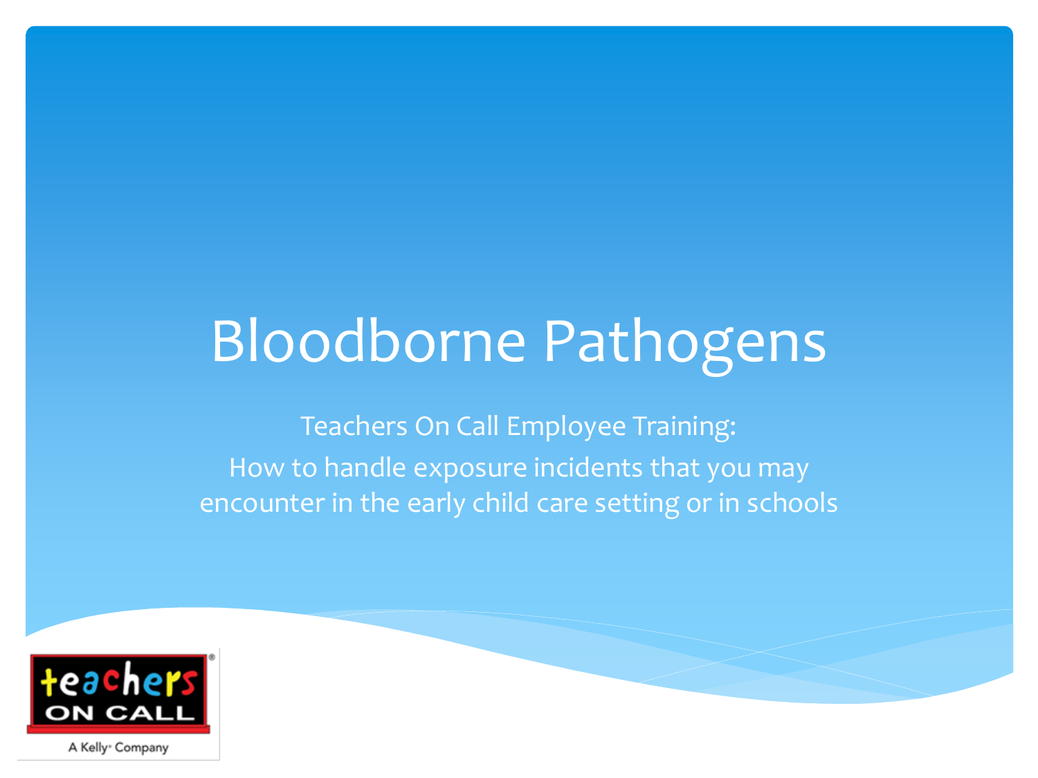# Bloodborne Pathogens

Teachers On Call Employee Training:

How to handle exposure incidents that you may encounter in the early child care setting or in schools

teachers ON CALL

A Kelly® Company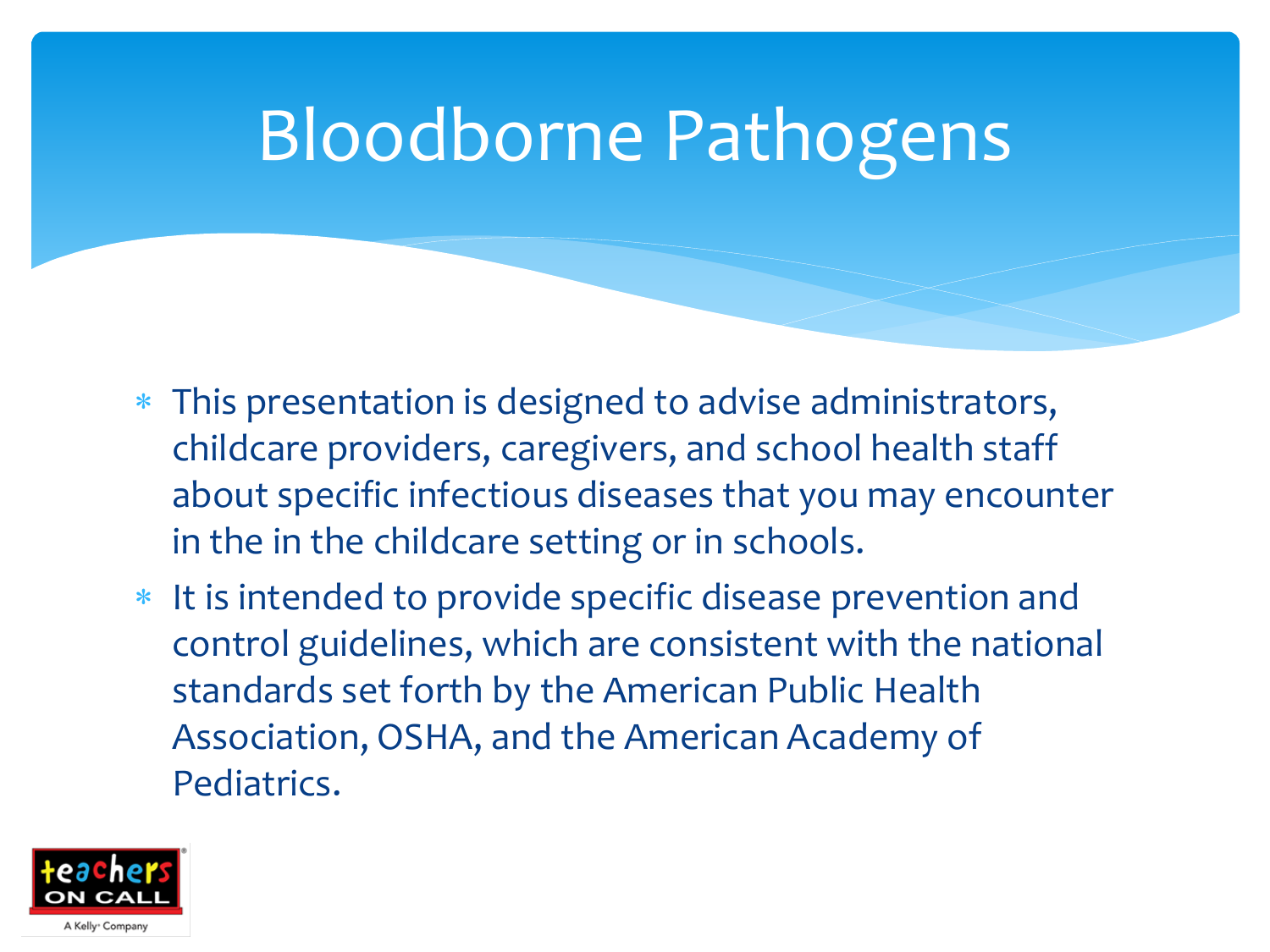# Bloodborne Pathogens

- This presentation is designed to advise administrators, childcare providers, caregivers, and school health staff about specific infectious diseases that you may encounter in the in the childcare setting or in schools.
- It is intended to provide specific disease prevention and control guidelines, which are consistent with the national standards set forth by the American Public Health Association, OSHA, and the American Academy of Pediatrics.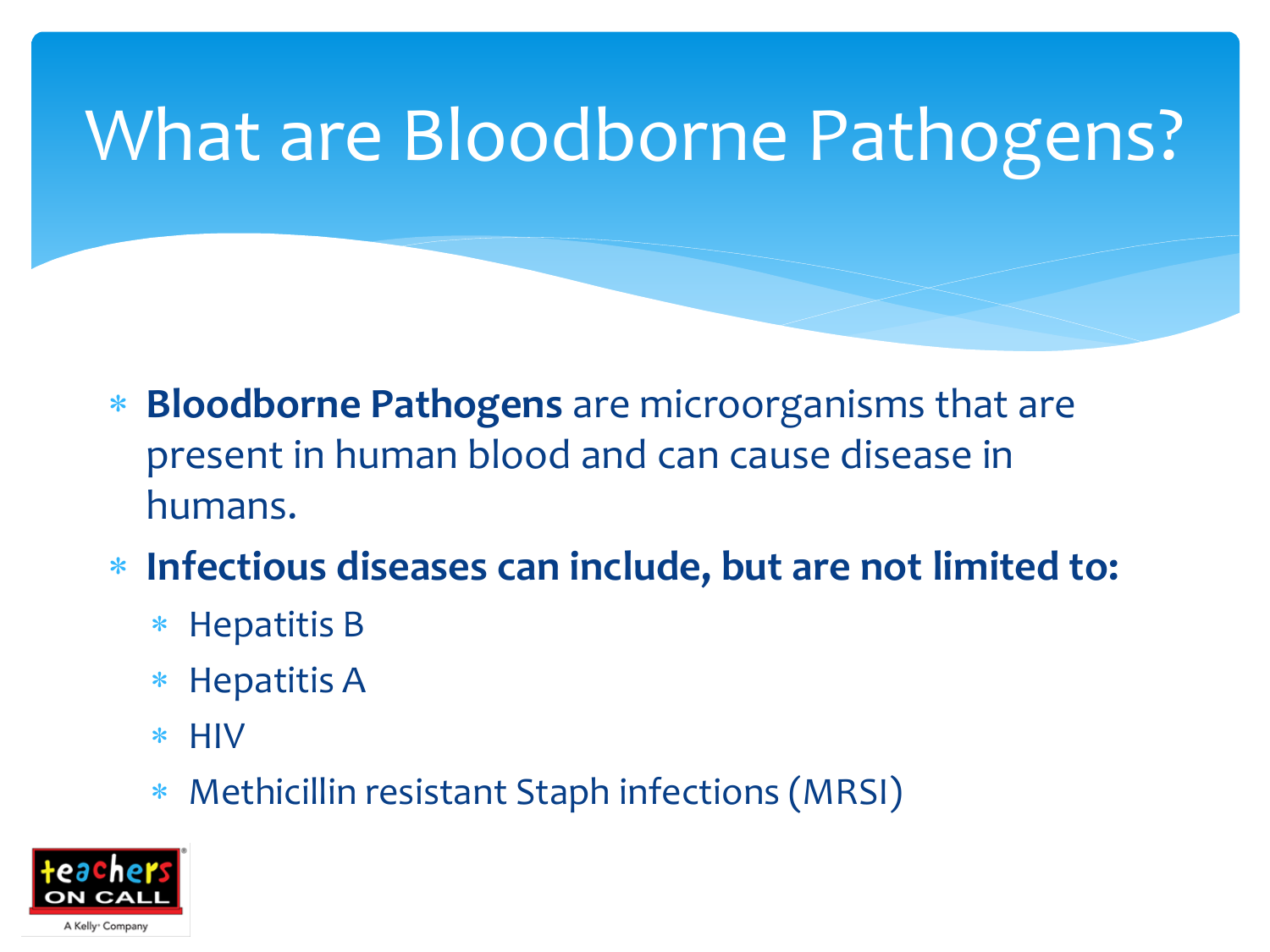# What are Bloodborne Pathogens?

- **Bloodborne Pathogens** are microorganisms that are present in human blood and can cause disease in humans.
- **Infectious diseases can include, but are not limited to:**
  - Hepatitis B
  - Hepatitis A
  - HIV
  - Methicillin resistant Staph infections (MRSI)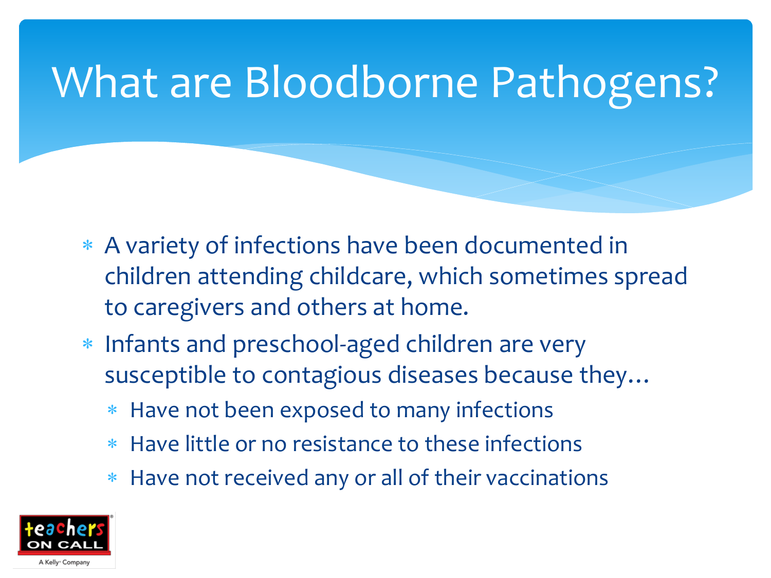# What are Bloodborne Pathogens?

- A variety of infections have been documented in children attending childcare, which sometimes spread to caregivers and others at home.
- Infants and preschool-aged children are very susceptible to contagious diseases because they…
  - Have not been exposed to many infections
  - Have little or no resistance to these infections
  - Have not received any or all of their vaccinations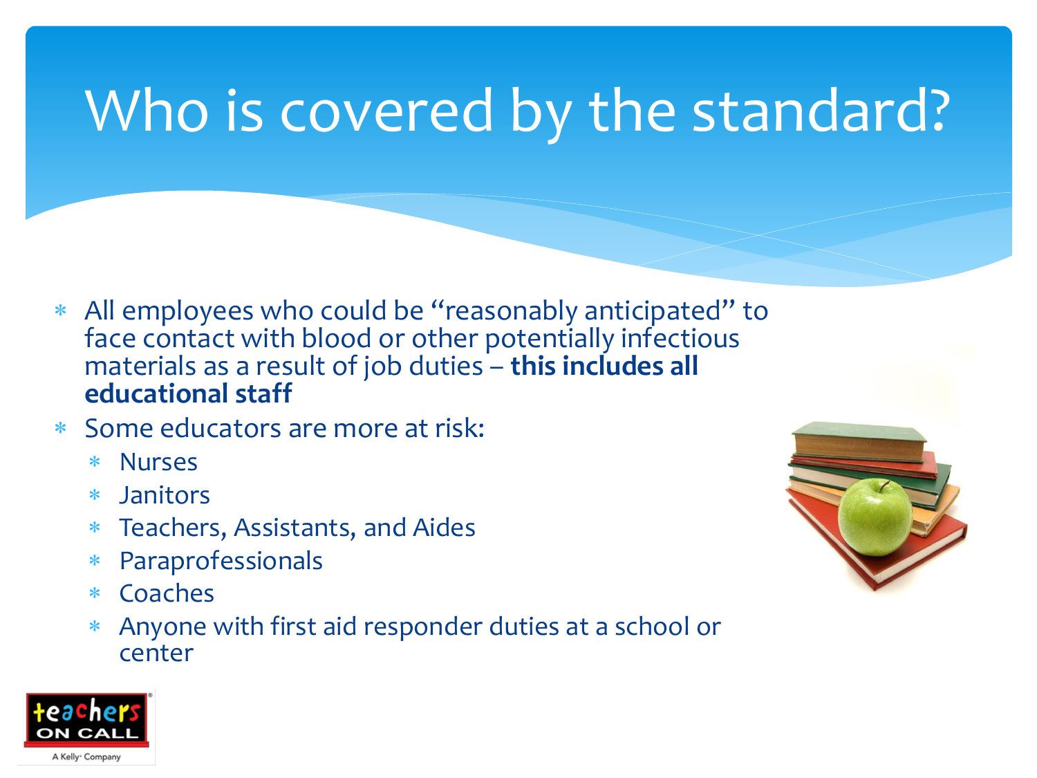# Who is covered by the standard?

- All employees who could be "reasonably anticipated" to face contact with blood or other potentially infectious materials as a result of job duties – **this includes all educational staff**
- Some educators are more at risk:
  - Nurses
  - Janitors
  - Teachers, Assistants, and Aides
  - Paraprofessionals
  - Coaches
  - Anyone with first aid responder duties at a school or center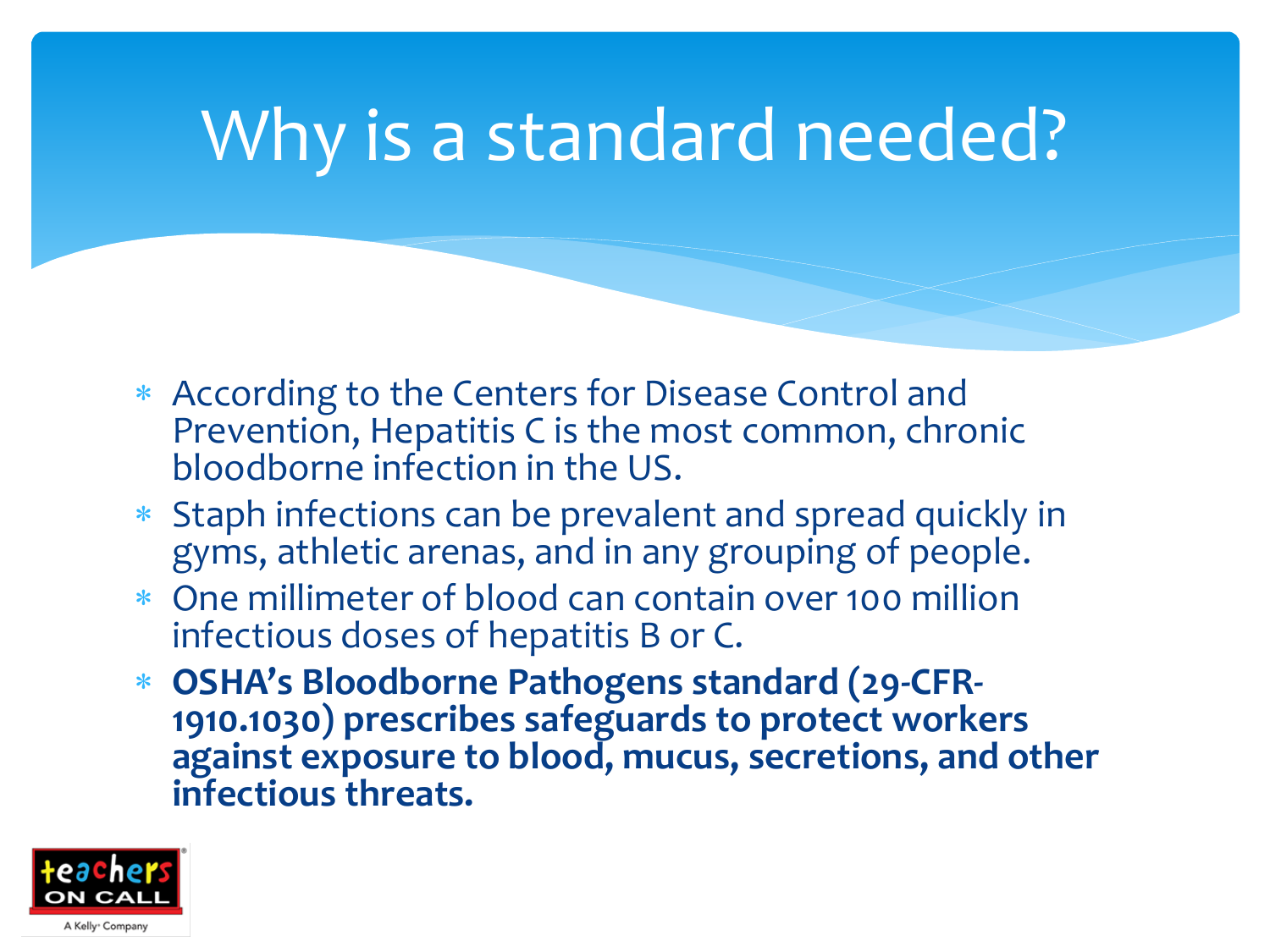# Why is a standard needed?

- According to the Centers for Disease Control and Prevention, Hepatitis C is the most common, chronic bloodborne infection in the US.
- Staph infections can be prevalent and spread quickly in gyms, athletic arenas, and in any grouping of people.
- One millimeter of blood can contain over 100 million infectious doses of hepatitis B or C.
- **OSHA's Bloodborne Pathogens standard (29-CFR-1910.1030) prescribes safeguards to protect workers against exposure to blood, mucus, secretions, and other infectious threats.**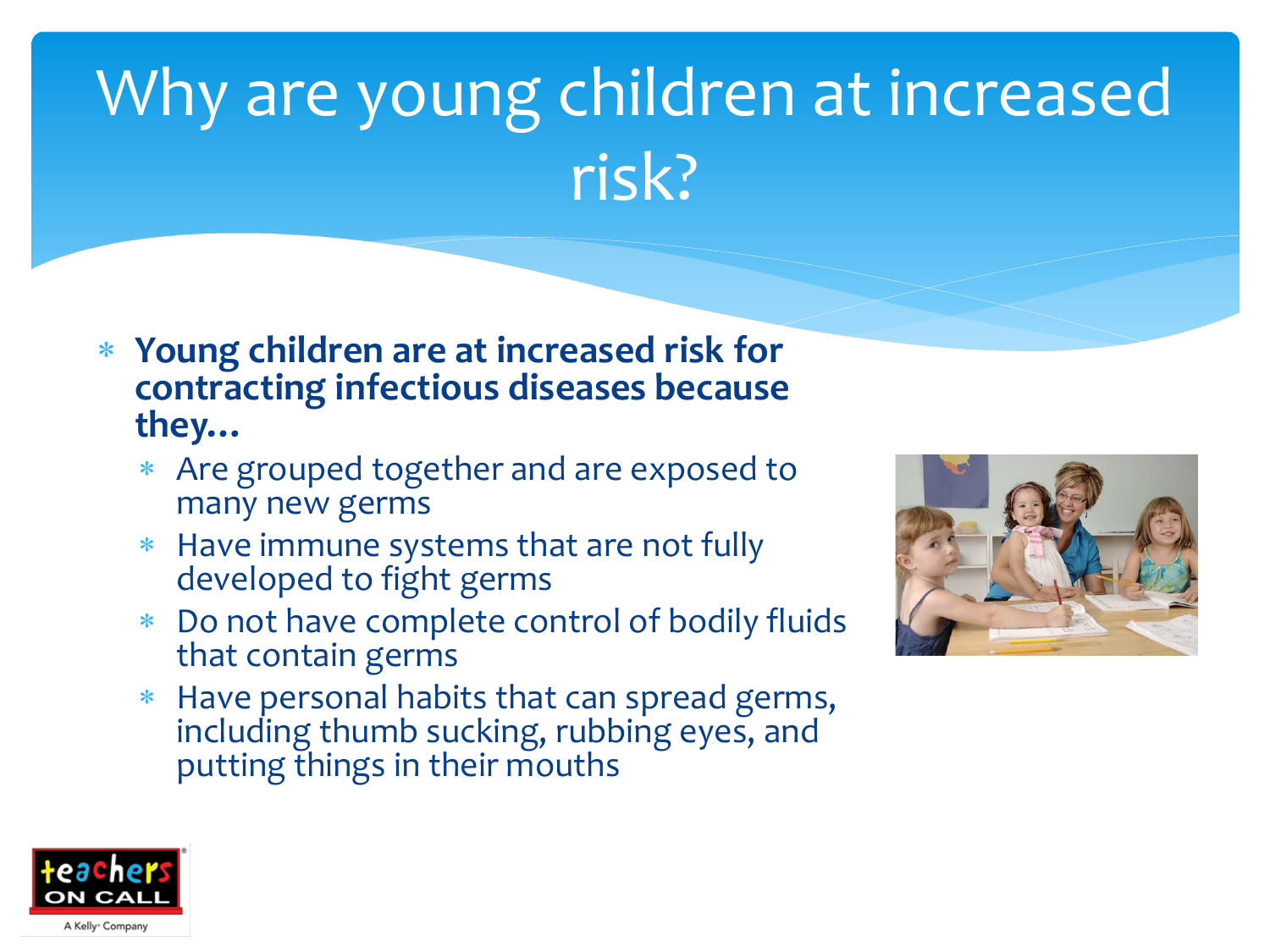# Why are young children at increased risk?

- **Young children are at increased risk for contracting infectious diseases because they…**
  - Are grouped together and are exposed to many new germs
  - Have immune systems that are not fully developed to fight germs
  - Do not have complete control of bodily fluids that contain germs
  - Have personal habits that can spread germs, including thumb sucking, rubbing eyes, and putting things in their mouths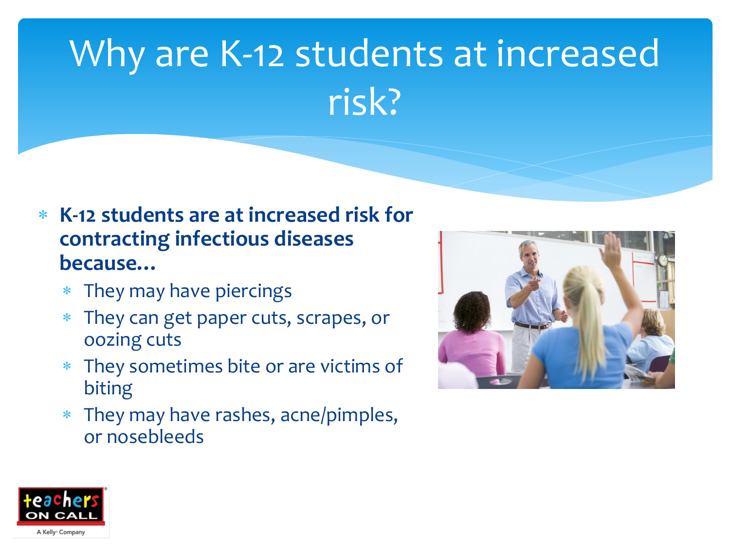# Why are K-12 students at increased risk?

- **K-12 students are at increased risk for contracting infectious diseases because…**
  - They may have piercings
  - They can get paper cuts, scrapes, or oozing cuts
  - They sometimes bite or are victims of biting
  - They may have rashes, acne/pimples, or nosebleeds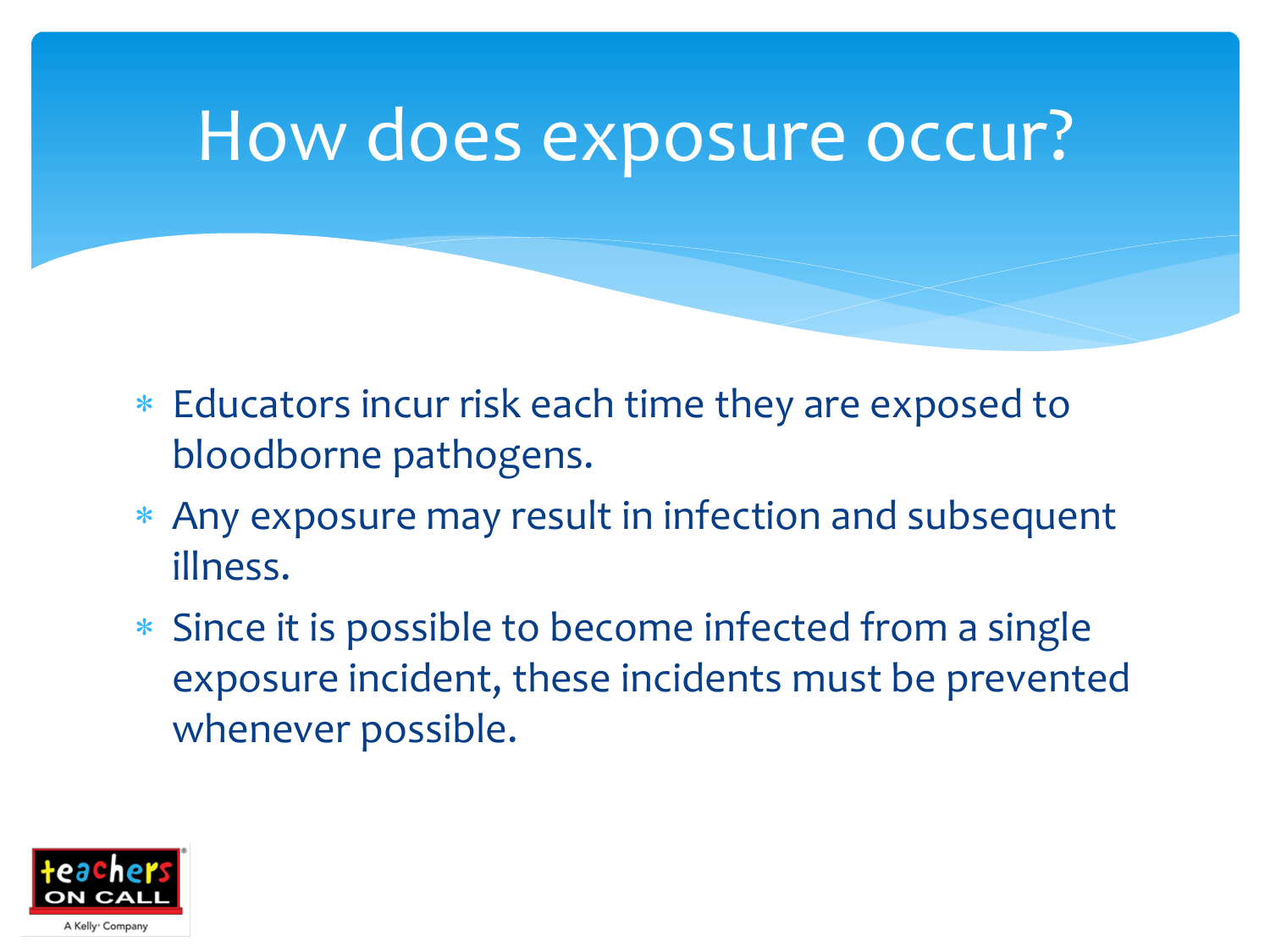# How does exposure occur?

* Educators incur risk each time they are exposed to bloodborne pathogens.
* Any exposure may result in infection and subsequent illness.
* Since it is possible to become infected from a single exposure incident, these incidents must be prevented whenever possible.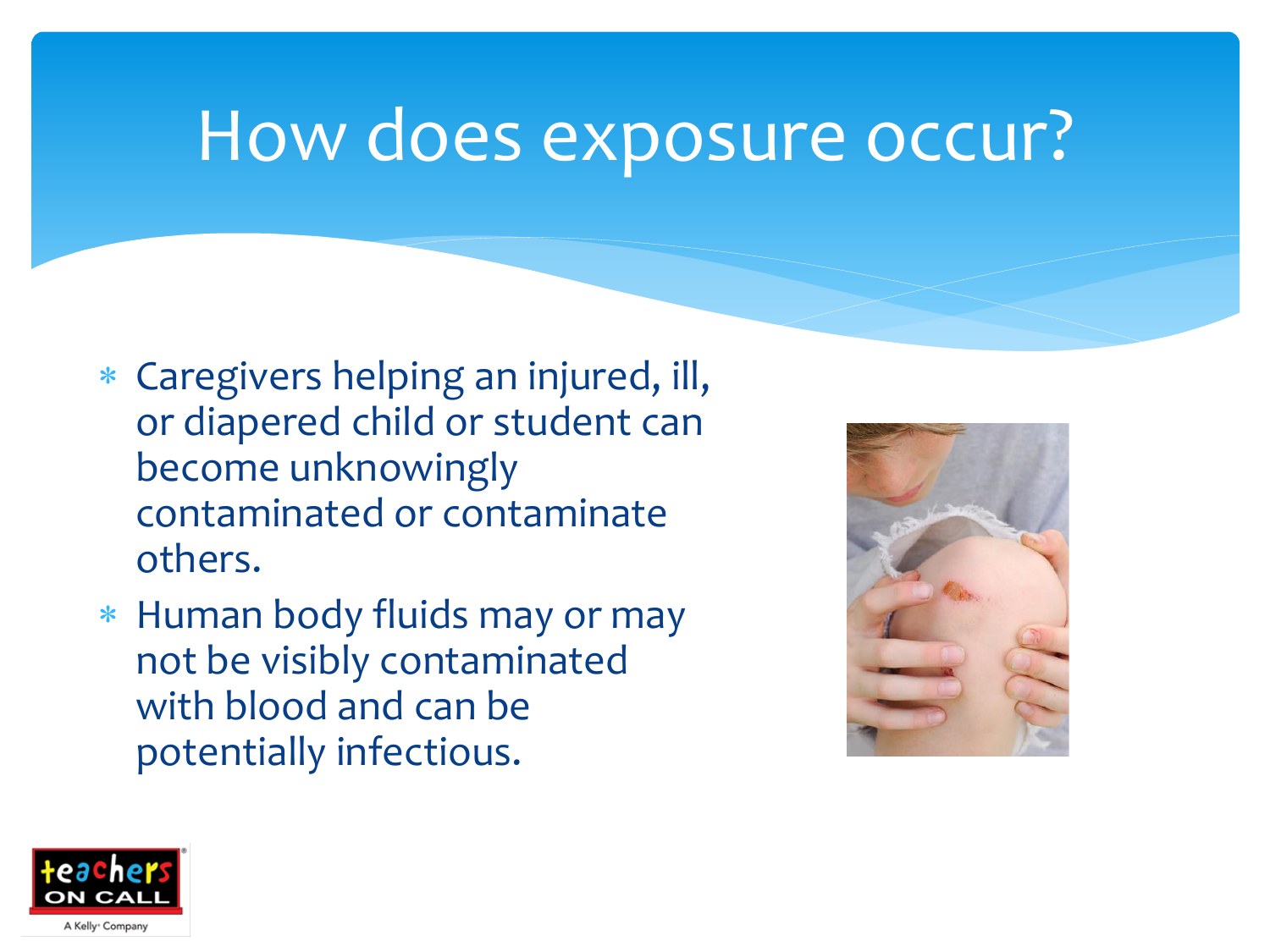# How does exposure occur?

- Caregivers helping an injured, ill, or diapered child or student can become unknowingly contaminated or contaminate others.
- Human body fluids may or may not be visibly contaminated with blood and can be potentially infectious.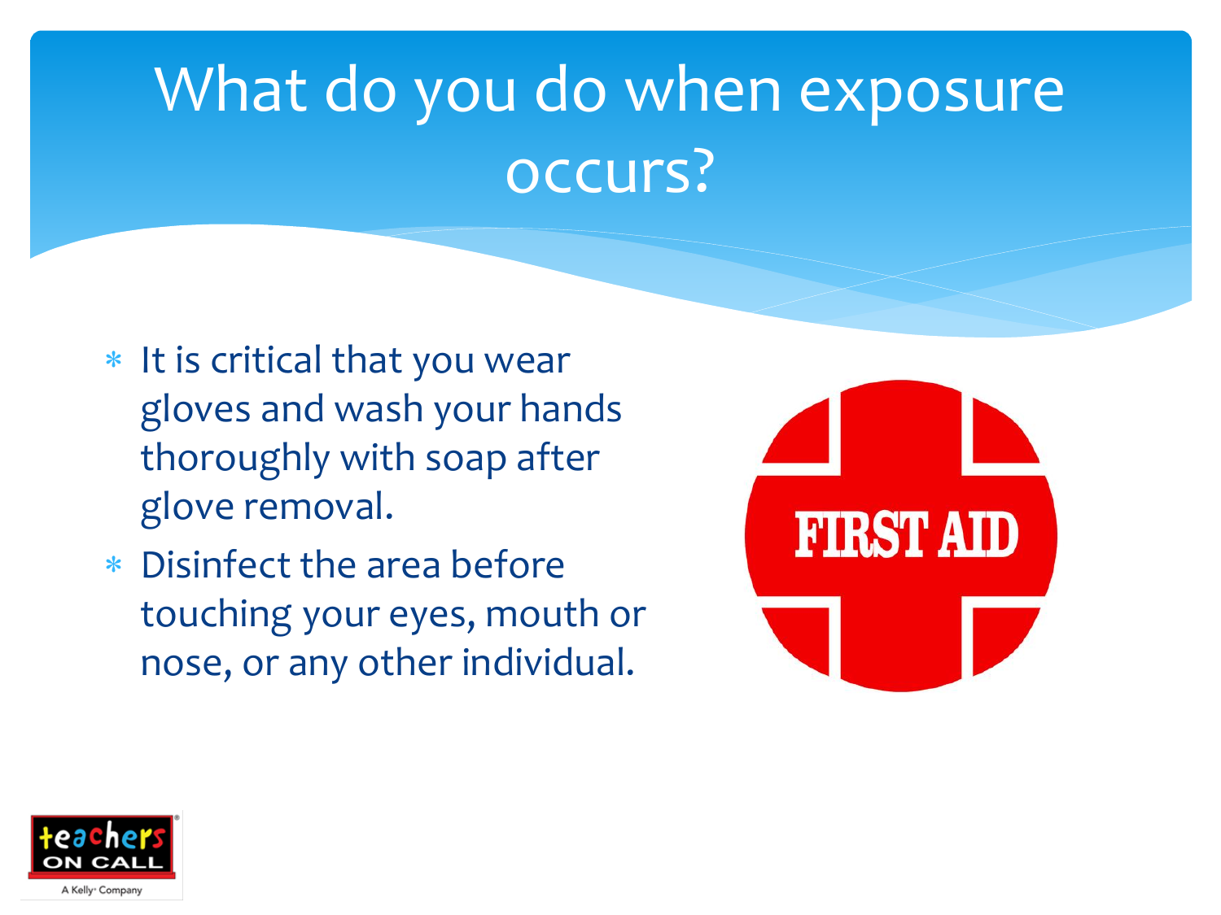# What do you do when exposure occurs?

* It is critical that you wear gloves and wash your hands thoroughly with soap after glove removal.
* Disinfect the area before touching your eyes, mouth or nose, or any other individual.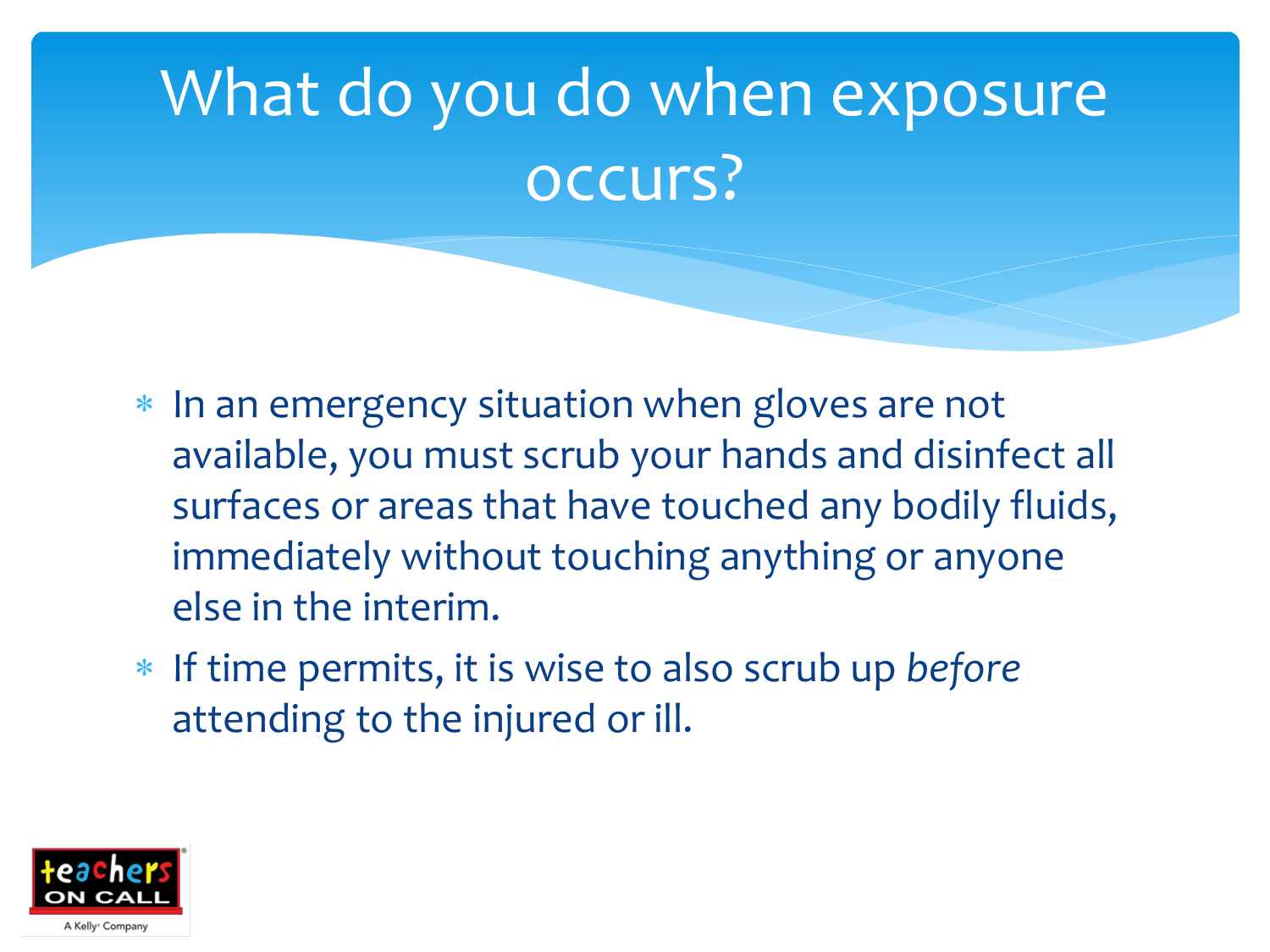# What do you do when exposure occurs?

* In an emergency situation when gloves are not available, you must scrub your hands and disinfect all surfaces or areas that have touched any bodily fluids, immediately without touching anything or anyone else in the interim.
* If time permits, it is wise to also scrub up *before* attending to the injured or ill.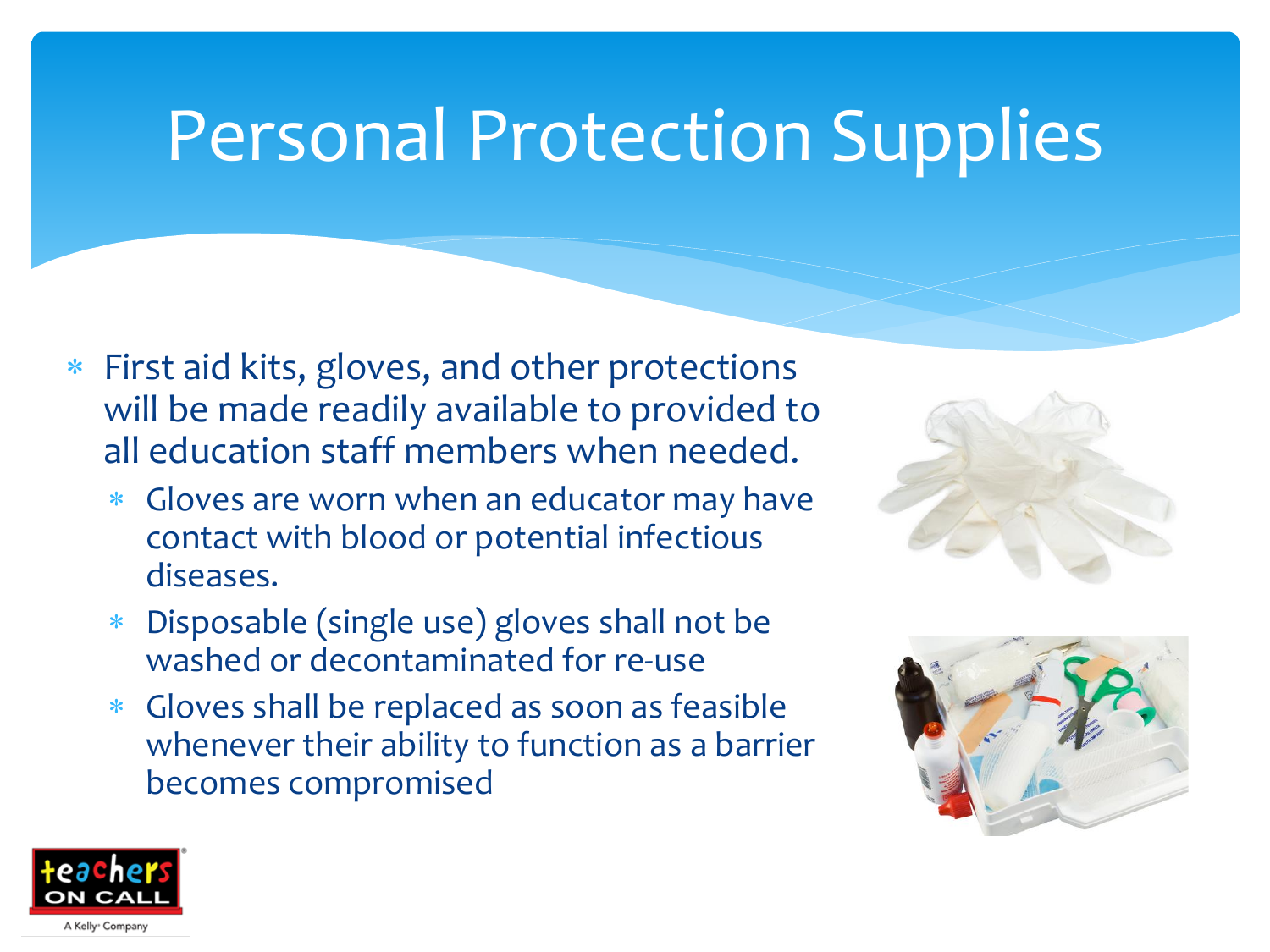# Personal Protection Supplies

- First aid kits, gloves, and other protections will be made readily available to provided to all education staff members when needed.
  - Gloves are worn when an educator may have contact with blood or potential infectious diseases.
  - Disposable (single use) gloves shall not be washed or decontaminated for re-use
  - Gloves shall be replaced as soon as feasible whenever their ability to function as a barrier becomes compromised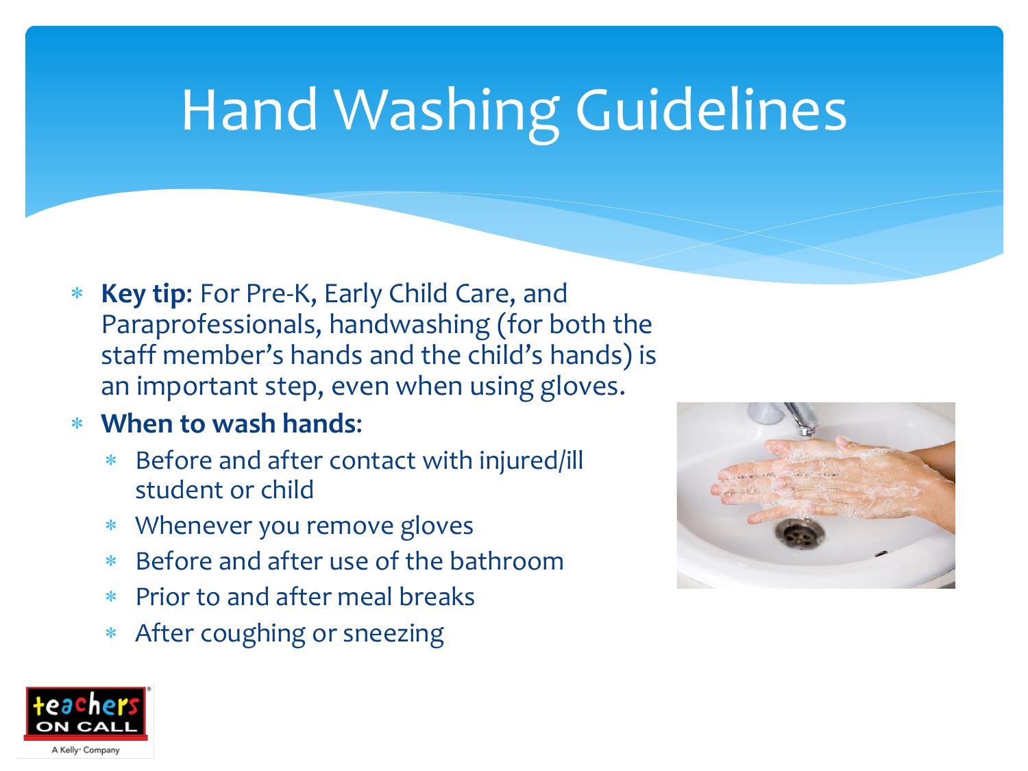# Hand Washing Guidelines

- **Key tip**: For Pre-K, Early Child Care, and Paraprofessionals, handwashing (for both the staff member's hands and the child's hands) is an important step, even when using gloves.
- **When to wash hands**:
  - Before and after contact with injured/ill student or child
  - Whenever you remove gloves
  - Before and after use of the bathroom
  - Prior to and after meal breaks
  - After coughing or sneezing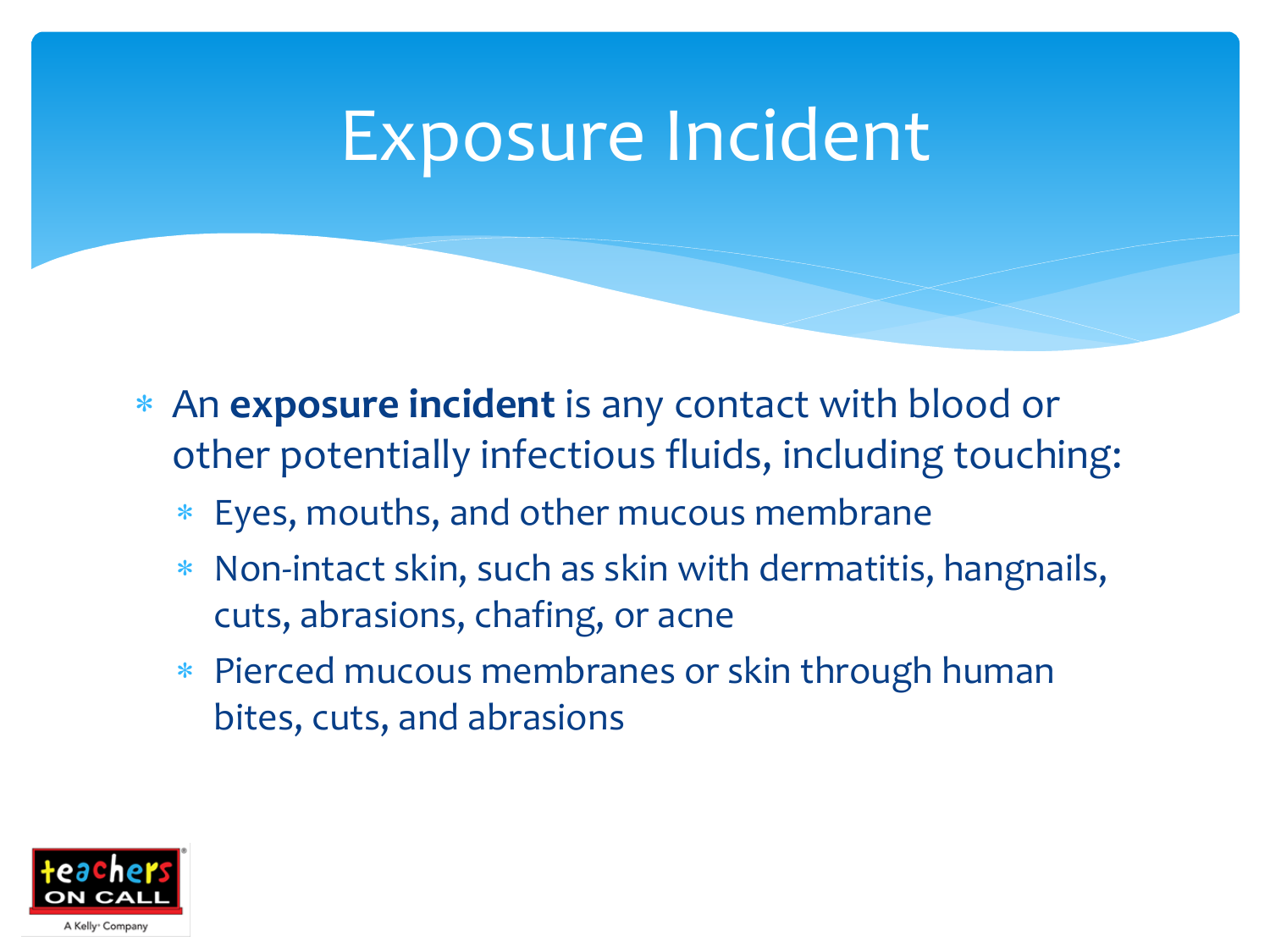# Exposure Incident

- An **exposure incident** is any contact with blood or other potentially infectious fluids, including touching:
  - Eyes, mouths, and other mucous membrane
  - Non-intact skin, such as skin with dermatitis, hangnails, cuts, abrasions, chafing, or acne
  - Pierced mucous membranes or skin through human bites, cuts, and abrasions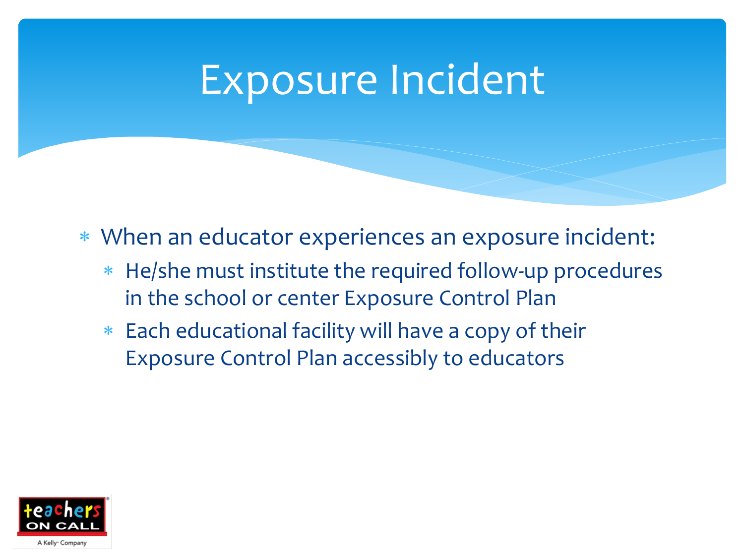# Exposure Incident

- When an educator experiences an exposure incident:
  - He/she must institute the required follow-up procedures in the school or center Exposure Control Plan
  - Each educational facility will have a copy of their Exposure Control Plan accessibly to educators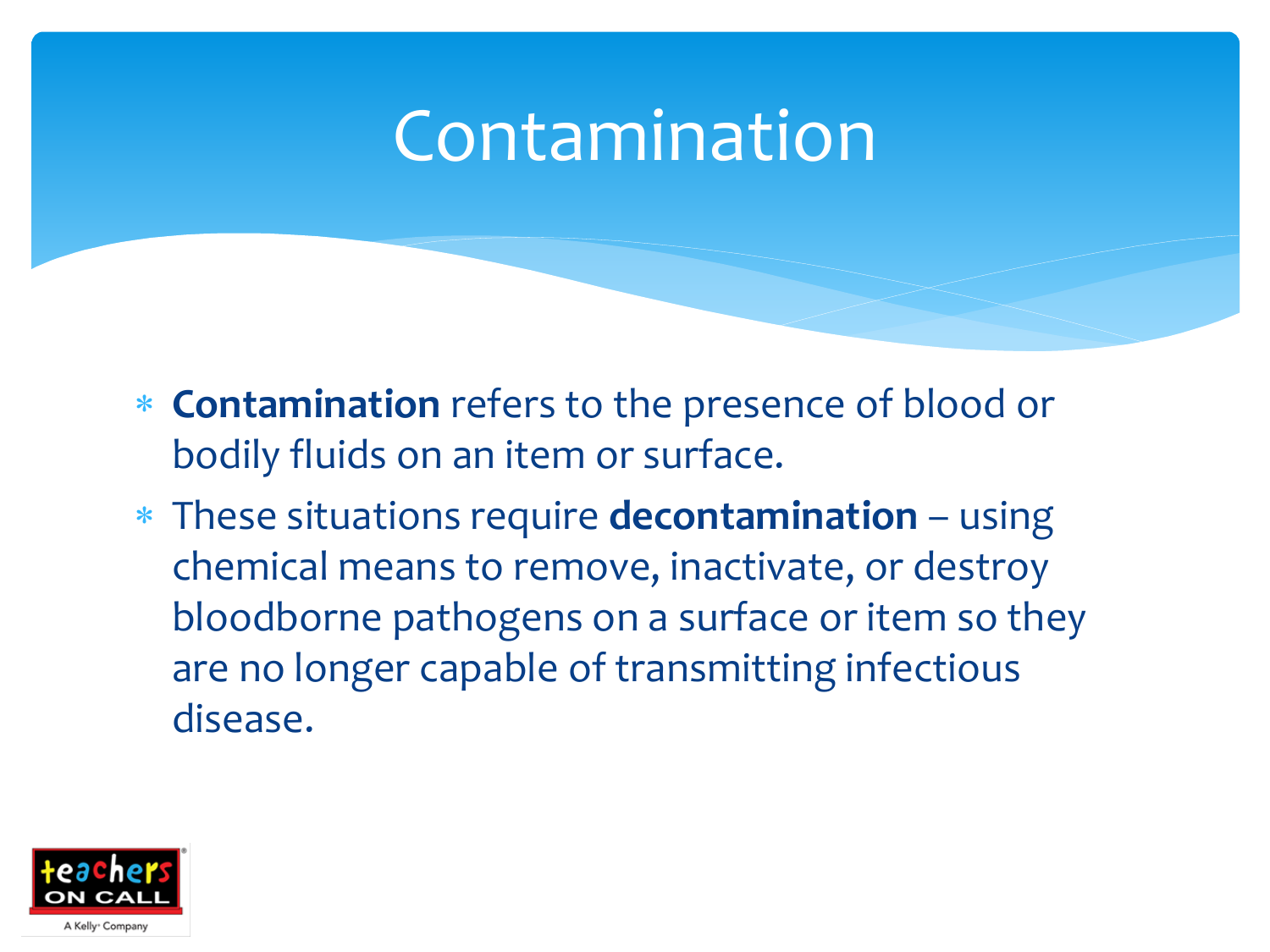# Contamination

- **Contamination** refers to the presence of blood or bodily fluids on an item or surface.
- These situations require **decontamination** – using chemical means to remove, inactivate, or destroy bloodborne pathogens on a surface or item so they are no longer capable of transmitting infectious disease.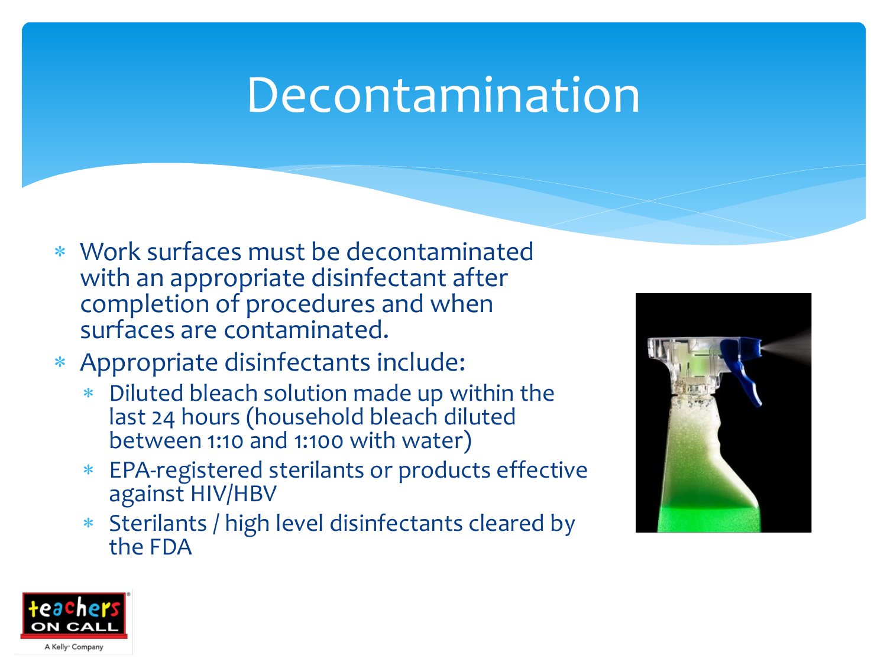# Decontamination

- Work surfaces must be decontaminated with an appropriate disinfectant after completion of procedures and when surfaces are contaminated.
- Appropriate disinfectants include:
  - Diluted bleach solution made up within the last 24 hours (household bleach diluted between 1:10 and 1:100 with water)
  - EPA-registered sterilants or products effective against HIV/HBV
  - Sterilants / high level disinfectants cleared by the FDA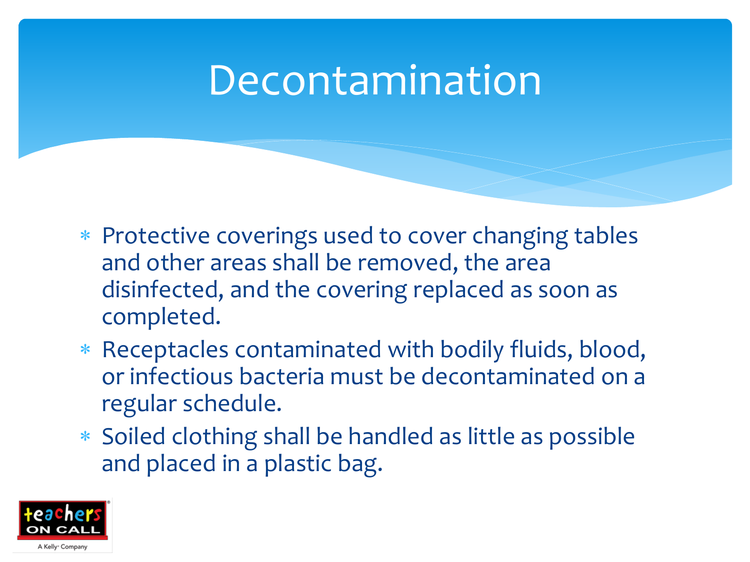# Decontamination

- Protective coverings used to cover changing tables and other areas shall be removed, the area disinfected, and the covering replaced as soon as completed.
- Receptacles contaminated with bodily fluids, blood, or infectious bacteria must be decontaminated on a regular schedule.
- Soiled clothing shall be handled as little as possible and placed in a plastic bag.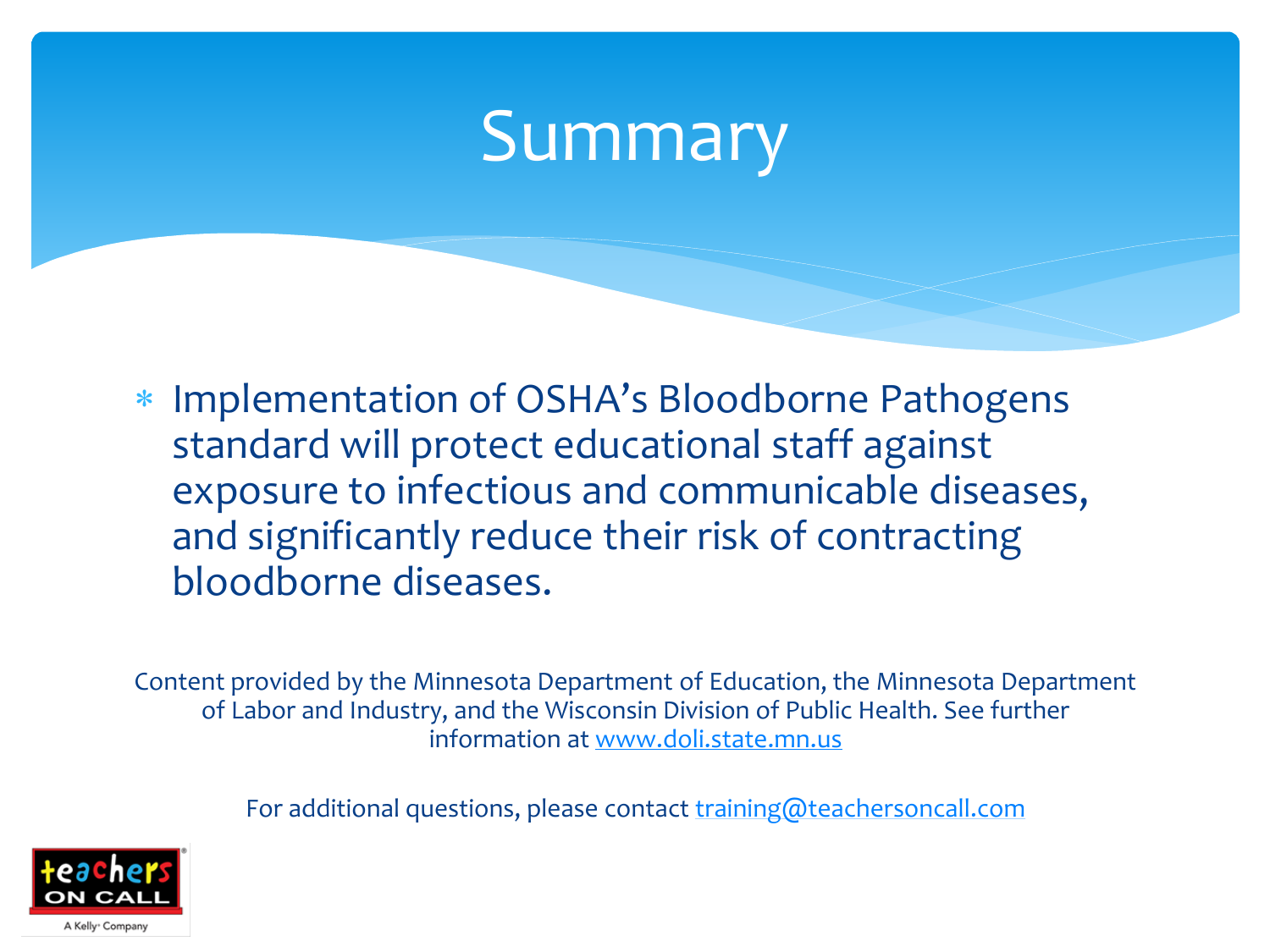# Summary

* Implementation of OSHA's Bloodborne Pathogens standard will protect educational staff against exposure to infectious and communicable diseases, and significantly reduce their risk of contracting bloodborne diseases.

Content provided by the Minnesota Department of Education, the Minnesota Department of Labor and Industry, and the Wisconsin Division of Public Health. See further information at www.doli.state.mn.us

For additional questions, please contact training@teachersoncall.com

teachers ON CALL

A Kelly Company